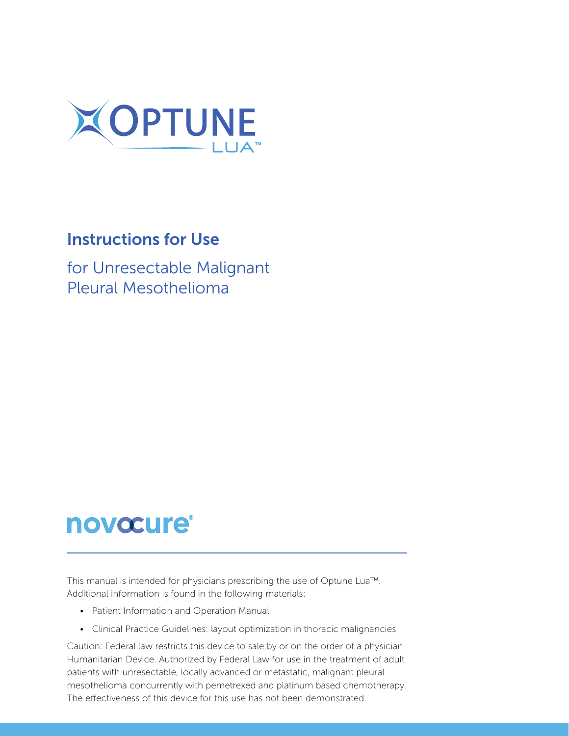# OPTUNE LUA™

## Instructions for Use

for Unresectable Malignant Pleural Mesothelioma

novocure®

This manual is intended for physicians prescribing the use of Optune Lua™. Additional information is found in the following materials:

- Patient Information and Operation Manual
- Clinical Practice Guidelines: layout optimization in thoracic malignancies

Caution: Federal law restricts this device to sale by or on the order of a physician Humanitarian Device. Authorized by Federal Law for use in the treatment of adult patients with unresectable, locally advanced or metastatic, malignant pleural mesothelioma concurrently with pemetrexed and platinum based chemotherapy. The effectiveness of this device for this use has not been demonstrated.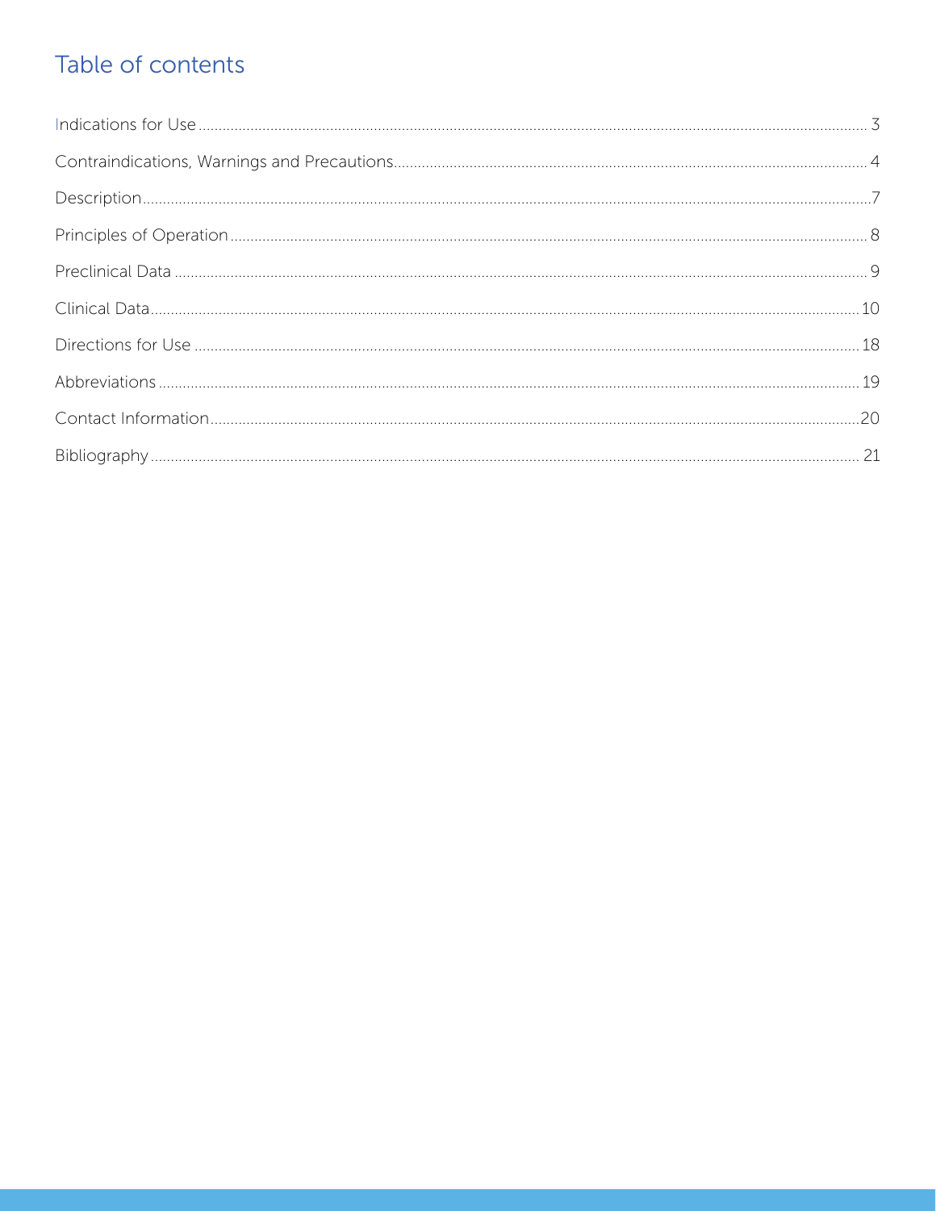# Table of contents

| | |
|---|---|
| Indications for Use | 3 |
| Contraindications, Warnings and Precautions | 4 |
| Description | 7 |
| Principles of Operation | 8 |
| Preclinical Data | 9 |
| Clinical Data | 10 |
| Directions for Use | 18 |
| Abbreviations | 19 |
| Contact Information | 20 |
| Bibliography | 21 |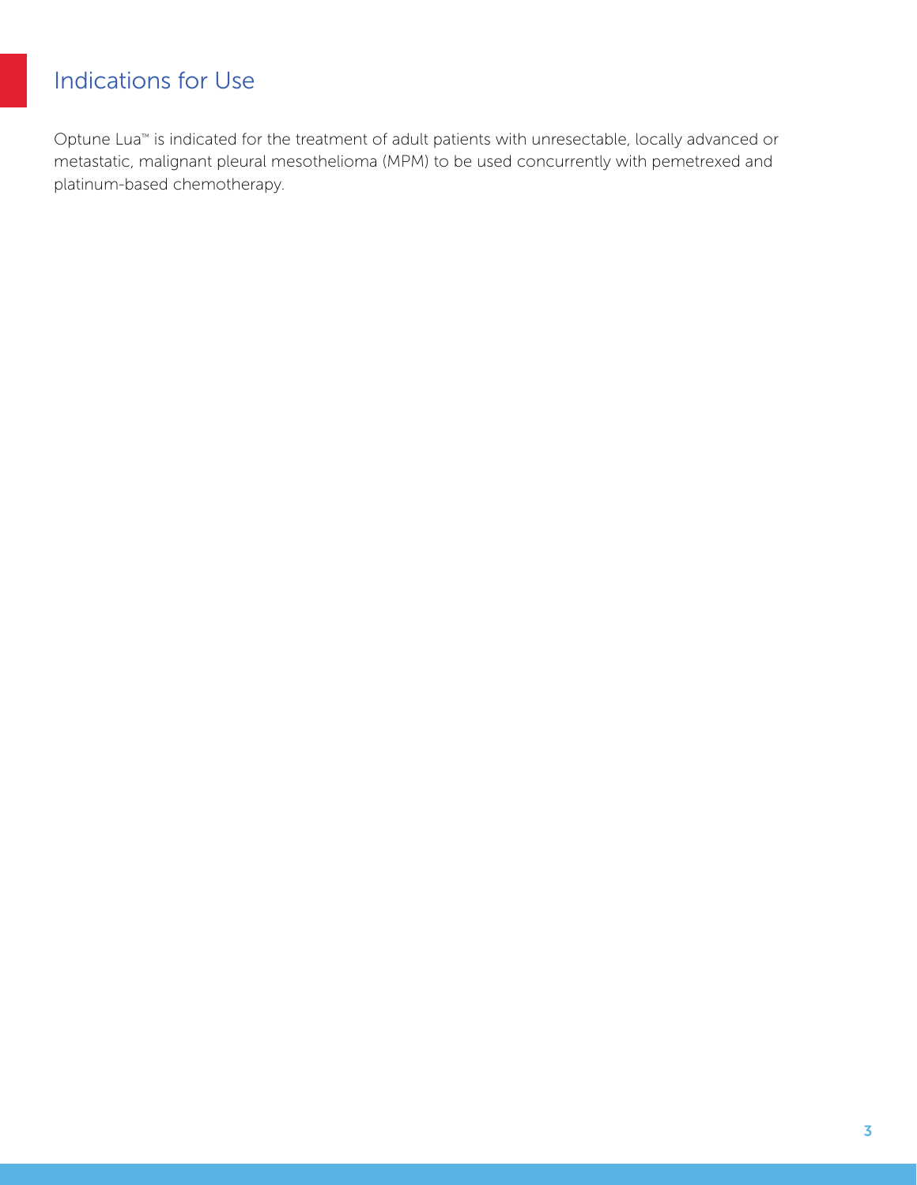## Indications for Use

Optune Lua™ is indicated for the treatment of adult patients with unresectable, locally advanced or metastatic, malignant pleural mesothelioma (MPM) to be used concurrently with pemetrexed and platinum-based chemotherapy.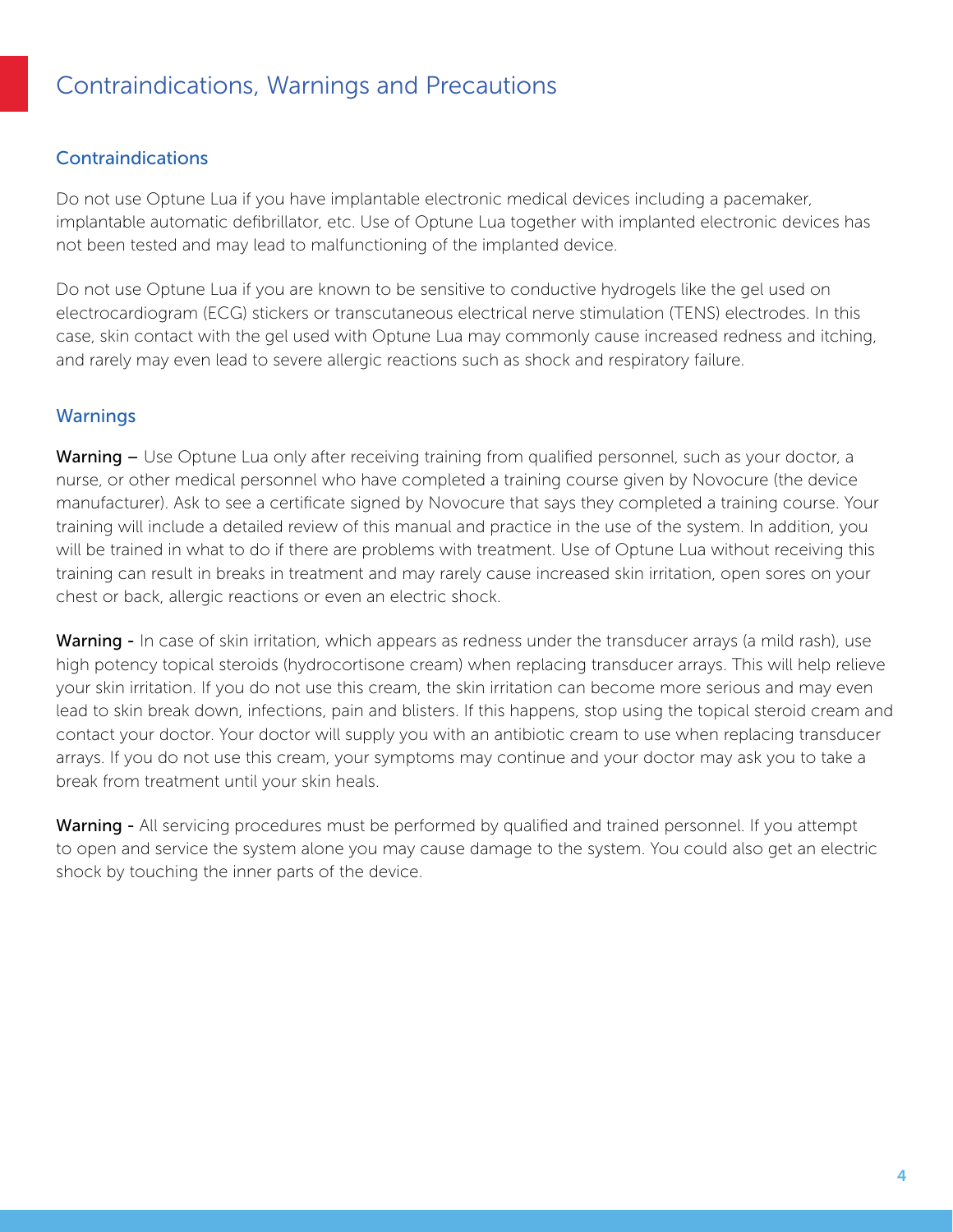# Contraindications, Warnings and Precautions

## Contraindications

Do not use Optune Lua if you have implantable electronic medical devices including a pacemaker, implantable automatic defibrillator, etc. Use of Optune Lua together with implanted electronic devices has not been tested and may lead to malfunctioning of the implanted device.

Do not use Optune Lua if you are known to be sensitive to conductive hydrogels like the gel used on electrocardiogram (ECG) stickers or transcutaneous electrical nerve stimulation (TENS) electrodes. In this case, skin contact with the gel used with Optune Lua may commonly cause increased redness and itching, and rarely may even lead to severe allergic reactions such as shock and respiratory failure.

## Warnings

**Warning –** Use Optune Lua only after receiving training from qualified personnel, such as your doctor, a nurse, or other medical personnel who have completed a training course given by Novocure (the device manufacturer). Ask to see a certificate signed by Novocure that says they completed a training course. Your training will include a detailed review of this manual and practice in the use of the system. In addition, you will be trained in what to do if there are problems with treatment. Use of Optune Lua without receiving this training can result in breaks in treatment and may rarely cause increased skin irritation, open sores on your chest or back, allergic reactions or even an electric shock.

**Warning -** In case of skin irritation, which appears as redness under the transducer arrays (a mild rash), use high potency topical steroids (hydrocortisone cream) when replacing transducer arrays. This will help relieve your skin irritation. If you do not use this cream, the skin irritation can become more serious and may even lead to skin break down, infections, pain and blisters. If this happens, stop using the topical steroid cream and contact your doctor. Your doctor will supply you with an antibiotic cream to use when replacing transducer arrays. If you do not use this cream, your symptoms may continue and your doctor may ask you to take a break from treatment until your skin heals.

**Warning -** All servicing procedures must be performed by qualified and trained personnel. If you attempt to open and service the system alone you may cause damage to the system. You could also get an electric shock by touching the inner parts of the device.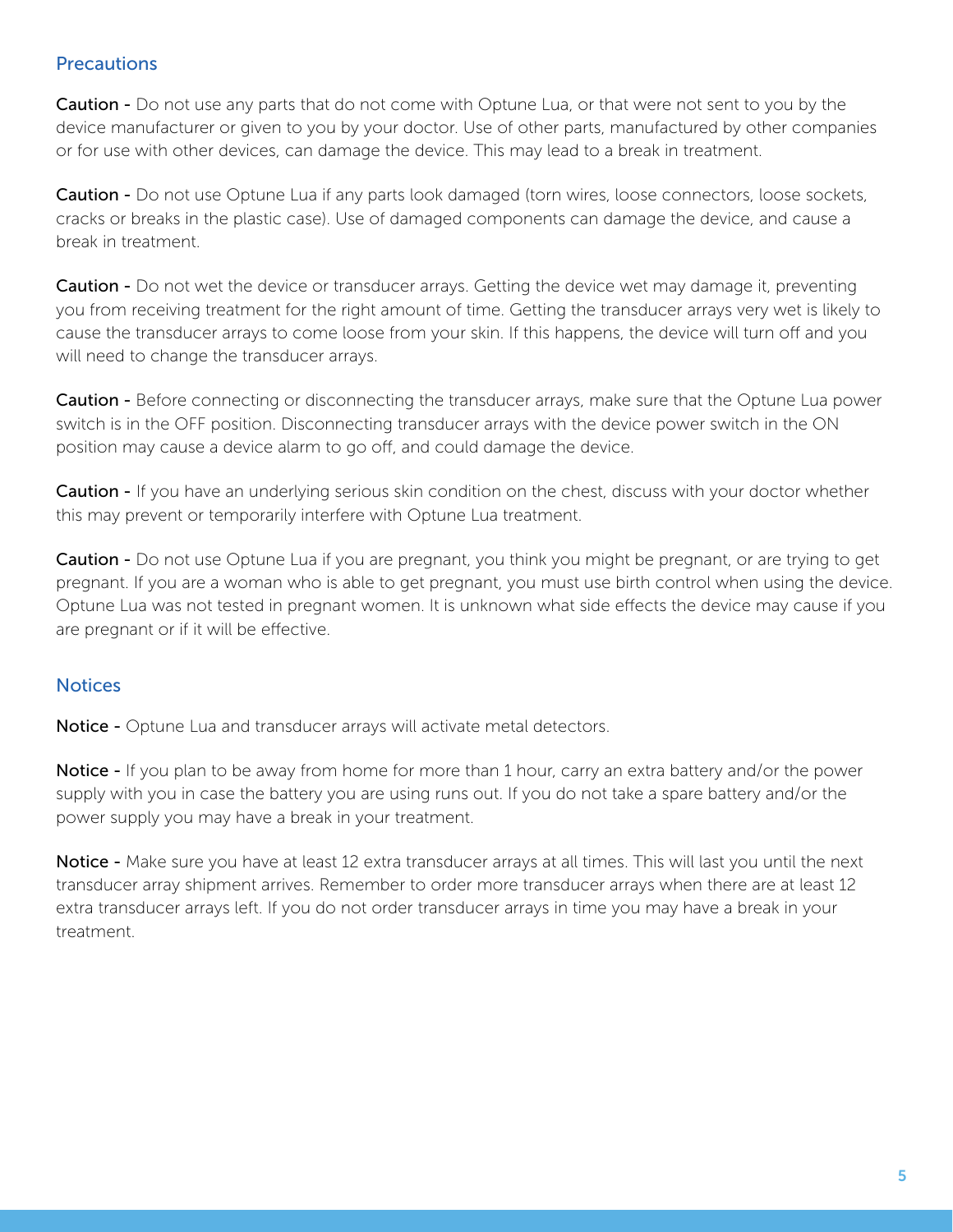## Precautions

**Caution -** Do not use any parts that do not come with Optune Lua, or that were not sent to you by the device manufacturer or given to you by your doctor. Use of other parts, manufactured by other companies or for use with other devices, can damage the device. This may lead to a break in treatment.

**Caution -** Do not use Optune Lua if any parts look damaged (torn wires, loose connectors, loose sockets, cracks or breaks in the plastic case). Use of damaged components can damage the device, and cause a break in treatment.

**Caution -** Do not wet the device or transducer arrays. Getting the device wet may damage it, preventing you from receiving treatment for the right amount of time. Getting the transducer arrays very wet is likely to cause the transducer arrays to come loose from your skin. If this happens, the device will turn off and you will need to change the transducer arrays.

**Caution -** Before connecting or disconnecting the transducer arrays, make sure that the Optune Lua power switch is in the OFF position. Disconnecting transducer arrays with the device power switch in the ON position may cause a device alarm to go off, and could damage the device.

**Caution -** If you have an underlying serious skin condition on the chest, discuss with your doctor whether this may prevent or temporarily interfere with Optune Lua treatment.

**Caution -** Do not use Optune Lua if you are pregnant, you think you might be pregnant, or are trying to get pregnant. If you are a woman who is able to get pregnant, you must use birth control when using the device. Optune Lua was not tested in pregnant women. It is unknown what side effects the device may cause if you are pregnant or if it will be effective.

## Notices

**Notice -** Optune Lua and transducer arrays will activate metal detectors.

**Notice -** If you plan to be away from home for more than 1 hour, carry an extra battery and/or the power supply with you in case the battery you are using runs out. If you do not take a spare battery and/or the power supply you may have a break in your treatment.

**Notice -** Make sure you have at least 12 extra transducer arrays at all times. This will last you until the next transducer array shipment arrives. Remember to order more transducer arrays when there are at least 12 extra transducer arrays left. If you do not order transducer arrays in time you may have a break in your treatment.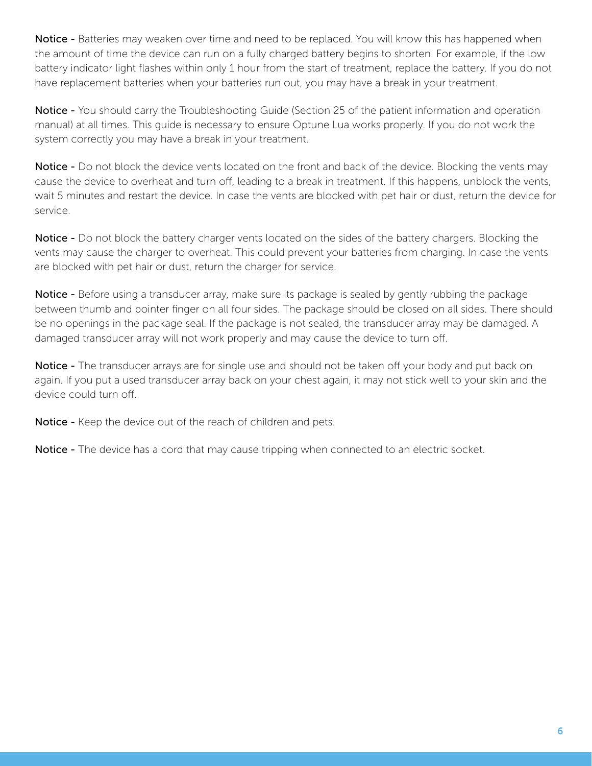**Notice -** Batteries may weaken over time and need to be replaced. You will know this has happened when the amount of time the device can run on a fully charged battery begins to shorten. For example, if the low battery indicator light flashes within only 1 hour from the start of treatment, replace the battery. If you do not have replacement batteries when your batteries run out, you may have a break in your treatment.

**Notice -** You should carry the Troubleshooting Guide (Section 25 of the patient information and operation manual) at all times. This guide is necessary to ensure Optune Lua works properly. If you do not work the system correctly you may have a break in your treatment.

**Notice -** Do not block the device vents located on the front and back of the device. Blocking the vents may cause the device to overheat and turn off, leading to a break in treatment. If this happens, unblock the vents, wait 5 minutes and restart the device. In case the vents are blocked with pet hair or dust, return the device for service.

**Notice -** Do not block the battery charger vents located on the sides of the battery chargers. Blocking the vents may cause the charger to overheat. This could prevent your batteries from charging. In case the vents are blocked with pet hair or dust, return the charger for service.

**Notice -** Before using a transducer array, make sure its package is sealed by gently rubbing the package between thumb and pointer finger on all four sides. The package should be closed on all sides. There should be no openings in the package seal. If the package is not sealed, the transducer array may be damaged. A damaged transducer array will not work properly and may cause the device to turn off.

**Notice -** The transducer arrays are for single use and should not be taken off your body and put back on again. If you put a used transducer array back on your chest again, it may not stick well to your skin and the device could turn off.

**Notice -** Keep the device out of the reach of children and pets.

**Notice -** The device has a cord that may cause tripping when connected to an electric socket.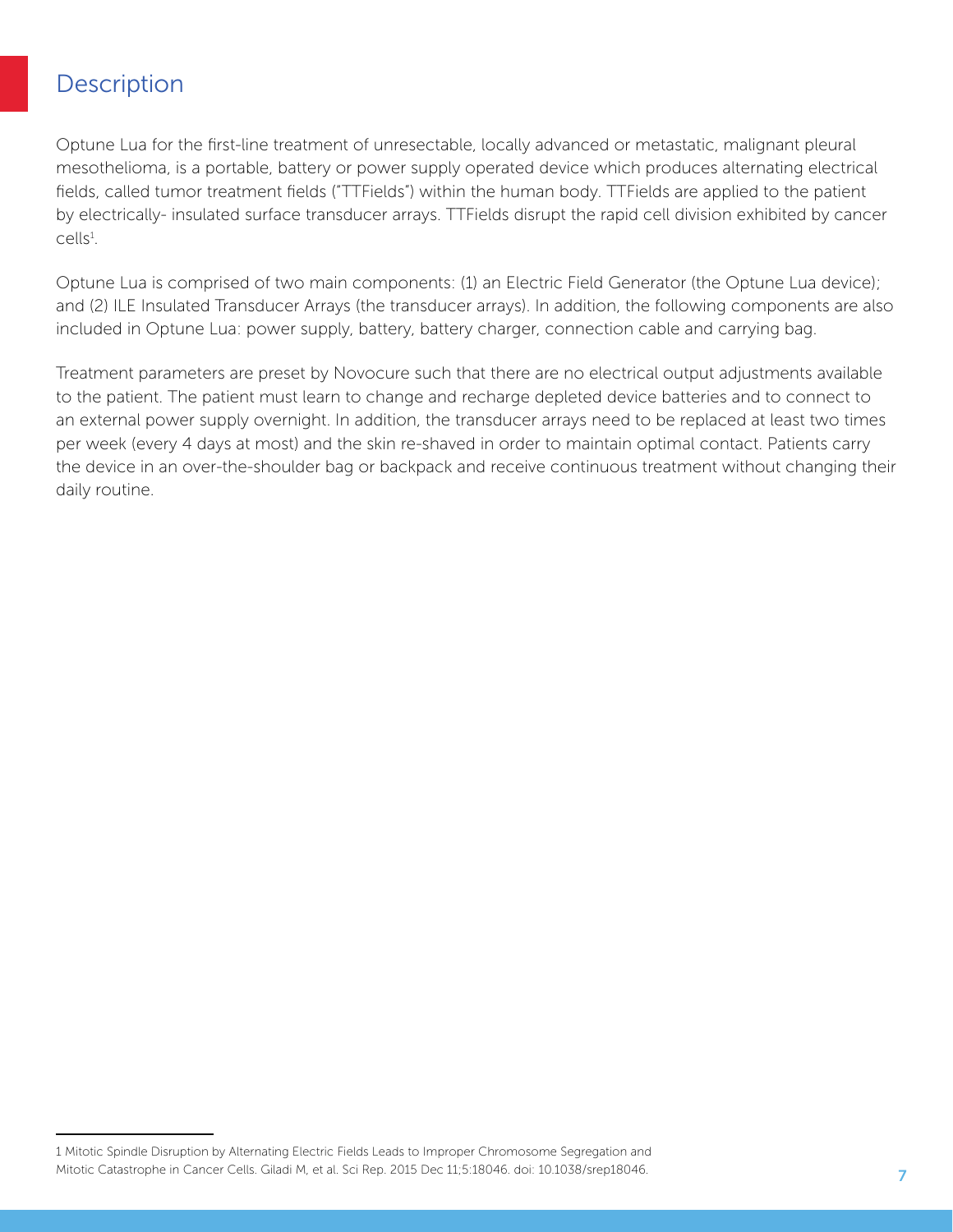## Description

Optune Lua for the first-line treatment of unresectable, locally advanced or metastatic, malignant pleural mesothelioma, is a portable, battery or power supply operated device which produces alternating electrical fields, called tumor treatment fields ("TTFields") within the human body. TTFields are applied to the patient by electrically- insulated surface transducer arrays. TTFields disrupt the rapid cell division exhibited by cancer cells[1].

Optune Lua is comprised of two main components: (1) an Electric Field Generator (the Optune Lua device); and (2) ILE Insulated Transducer Arrays (the transducer arrays). In addition, the following components are also included in Optune Lua: power supply, battery, battery charger, connection cable and carrying bag.

Treatment parameters are preset by Novocure such that there are no electrical output adjustments available to the patient. The patient must learn to change and recharge depleted device batteries and to connect to an external power supply overnight. In addition, the transducer arrays need to be replaced at least two times per week (every 4 days at most) and the skin re-shaved in order to maintain optimal contact. Patients carry the device in an over-the-shoulder bag or backpack and receive continuous treatment without changing their daily routine.

1 Mitotic Spindle Disruption by Alternating Electric Fields Leads to Improper Chromosome Segregation and Mitotic Catastrophe in Cancer Cells. Giladi M, et al. Sci Rep. 2015 Dec 11;5:18046. doi: 10.1038/srep18046.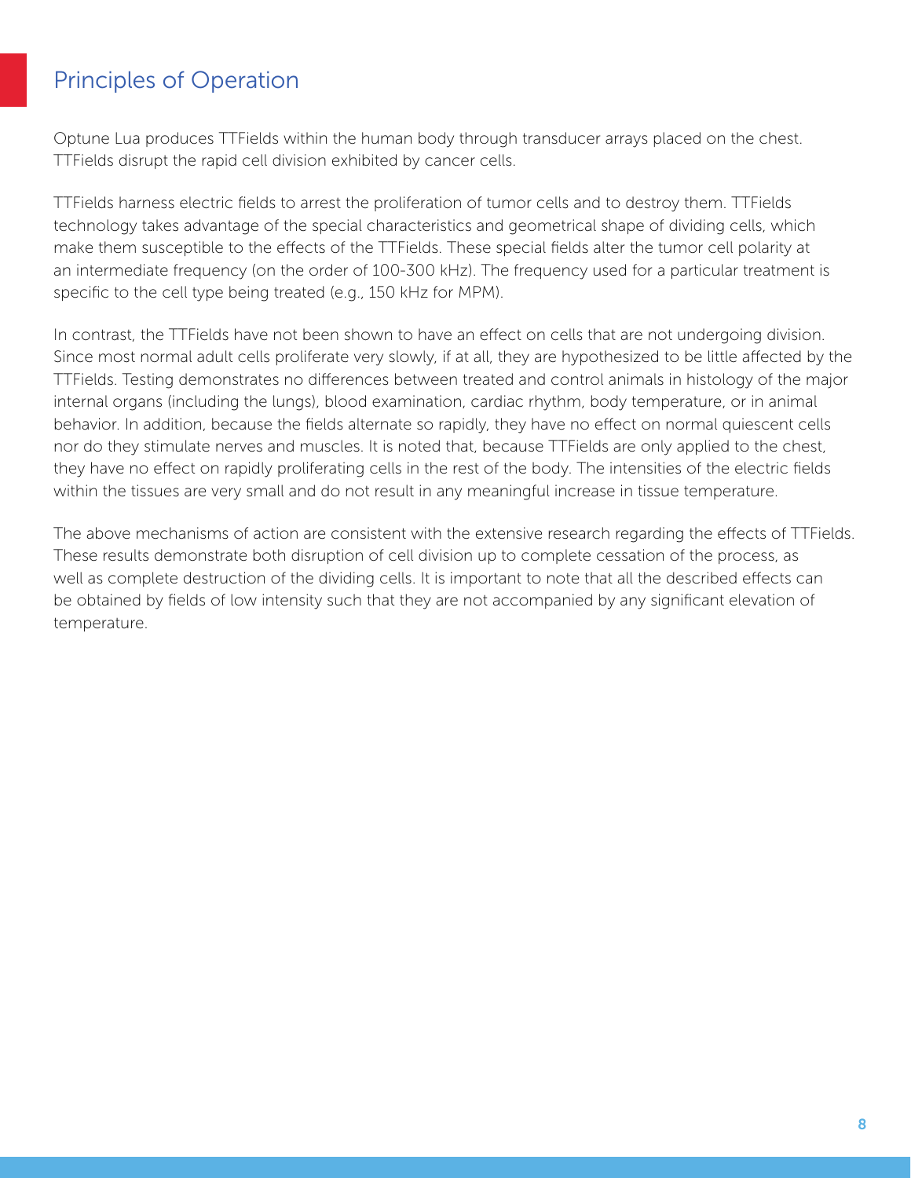## Principles of Operation

Optune Lua produces TTFields within the human body through transducer arrays placed on the chest. TTFields disrupt the rapid cell division exhibited by cancer cells.

TTFields harness electric fields to arrest the proliferation of tumor cells and to destroy them. TTFields technology takes advantage of the special characteristics and geometrical shape of dividing cells, which make them susceptible to the effects of the TTFields. These special fields alter the tumor cell polarity at an intermediate frequency (on the order of 100-300 kHz). The frequency used for a particular treatment is specific to the cell type being treated (e.g., 150 kHz for MPM).

In contrast, the TTFields have not been shown to have an effect on cells that are not undergoing division. Since most normal adult cells proliferate very slowly, if at all, they are hypothesized to be little affected by the TTFields. Testing demonstrates no differences between treated and control animals in histology of the major internal organs (including the lungs), blood examination, cardiac rhythm, body temperature, or in animal behavior. In addition, because the fields alternate so rapidly, they have no effect on normal quiescent cells nor do they stimulate nerves and muscles. It is noted that, because TTFields are only applied to the chest, they have no effect on rapidly proliferating cells in the rest of the body. The intensities of the electric fields within the tissues are very small and do not result in any meaningful increase in tissue temperature.

The above mechanisms of action are consistent with the extensive research regarding the effects of TTFields. These results demonstrate both disruption of cell division up to complete cessation of the process, as well as complete destruction of the dividing cells. It is important to note that all the described effects can be obtained by fields of low intensity such that they are not accompanied by any significant elevation of temperature.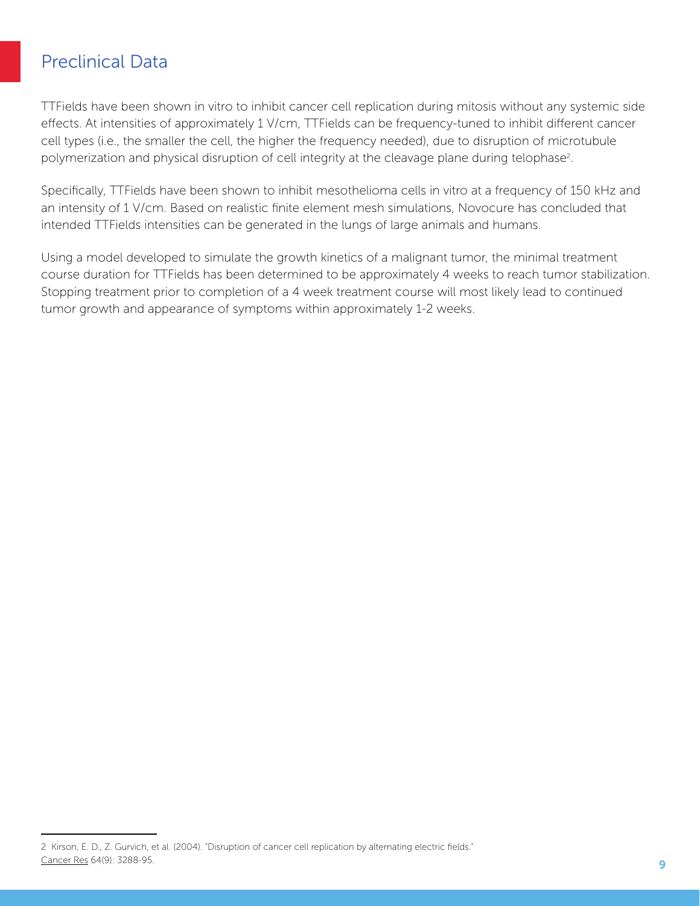## Preclinical Data

TTFields have been shown in vitro to inhibit cancer cell replication during mitosis without any systemic side effects. At intensities of approximately 1 V/cm, TTFields can be frequency-tuned to inhibit different cancer cell types (i.e., the smaller the cell, the higher the frequency needed), due to disruption of microtubule polymerization and physical disruption of cell integrity at the cleavage plane during telophase[2].

Specifically, TTFields have been shown to inhibit mesothelioma cells in vitro at a frequency of 150 kHz and an intensity of 1 V/cm. Based on realistic finite element mesh simulations, Novocure has concluded that intended TTFields intensities can be generated in the lungs of large animals and humans.

Using a model developed to simulate the growth kinetics of a malignant tumor, the minimal treatment course duration for TTFields has been determined to be approximately 4 weeks to reach tumor stabilization. Stopping treatment prior to completion of a 4 week treatment course will most likely lead to continued tumor growth and appearance of symptoms within approximately 1-2 weeks.

---

2 Kirson, E. D., Z. Gurvich, et al. (2004). "Disruption of cancer cell replication by alternating electric fields." Cancer Res 64(9): 3288-95.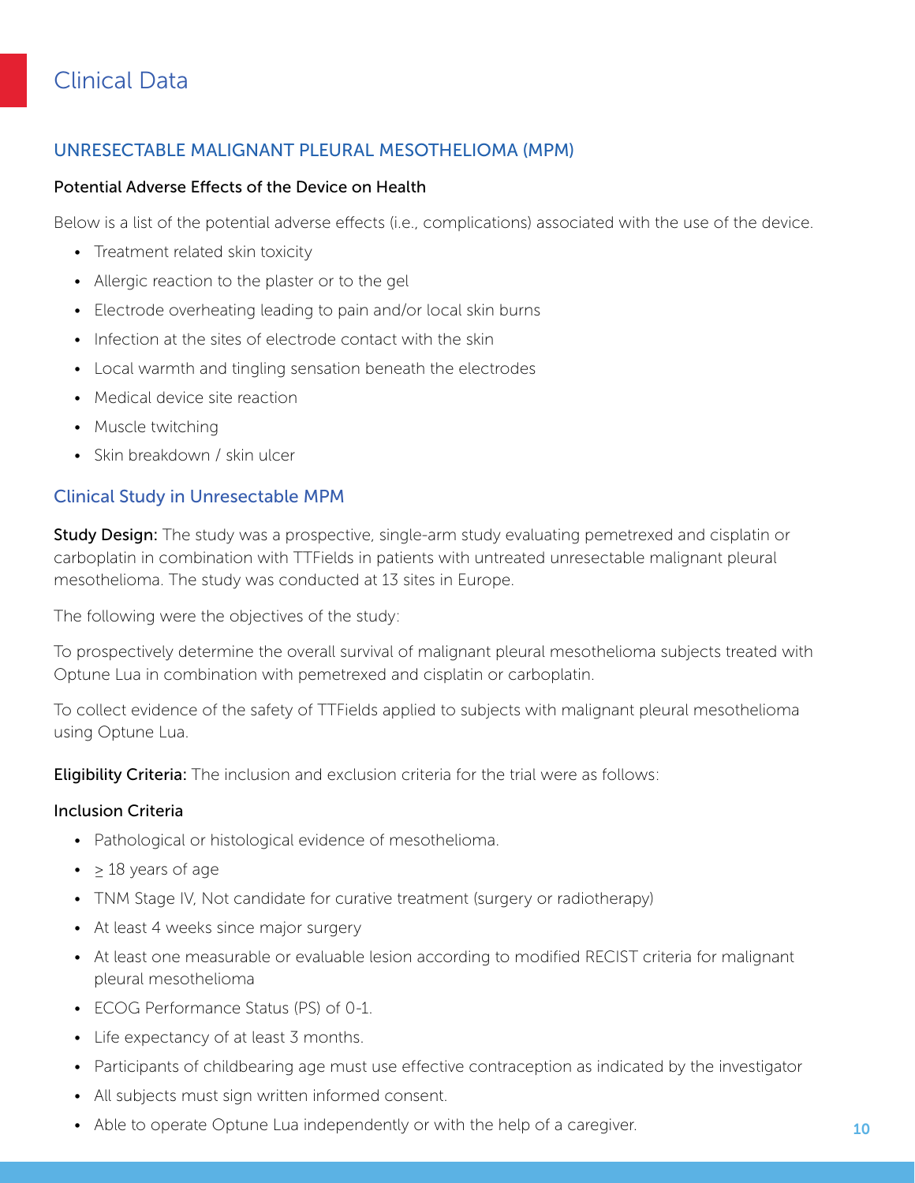# Clinical Data

## UNRESECTABLE MALIGNANT PLEURAL MESOTHELIOMA (MPM)

### Potential Adverse Effects of the Device on Health

Below is a list of the potential adverse effects (i.e., complications) associated with the use of the device.

- Treatment related skin toxicity
- Allergic reaction to the plaster or to the gel
- Electrode overheating leading to pain and/or local skin burns
- Infection at the sites of electrode contact with the skin
- Local warmth and tingling sensation beneath the electrodes
- Medical device site reaction
- Muscle twitching
- Skin breakdown / skin ulcer

## Clinical Study in Unresectable MPM

**Study Design:** The study was a prospective, single-arm study evaluating pemetrexed and cisplatin or carboplatin in combination with TTFields in patients with untreated unresectable malignant pleural mesothelioma. The study was conducted at 13 sites in Europe.

The following were the objectives of the study:

To prospectively determine the overall survival of malignant pleural mesothelioma subjects treated with Optune Lua in combination with pemetrexed and cisplatin or carboplatin.

To collect evidence of the safety of TTFields applied to subjects with malignant pleural mesothelioma using Optune Lua.

**Eligibility Criteria:** The inclusion and exclusion criteria for the trial were as follows:

### Inclusion Criteria

- Pathological or histological evidence of mesothelioma.
- $\geq$ 18 years of age
- TNM Stage IV, Not candidate for curative treatment (surgery or radiotherapy)
- At least 4 weeks since major surgery
- At least one measurable or evaluable lesion according to modified RECIST criteria for malignant pleural mesothelioma
- ECOG Performance Status (PS) of 0-1.
- Life expectancy of at least 3 months.
- Participants of childbearing age must use effective contraception as indicated by the investigator
- All subjects must sign written informed consent.
- Able to operate Optune Lua independently or with the help of a caregiver.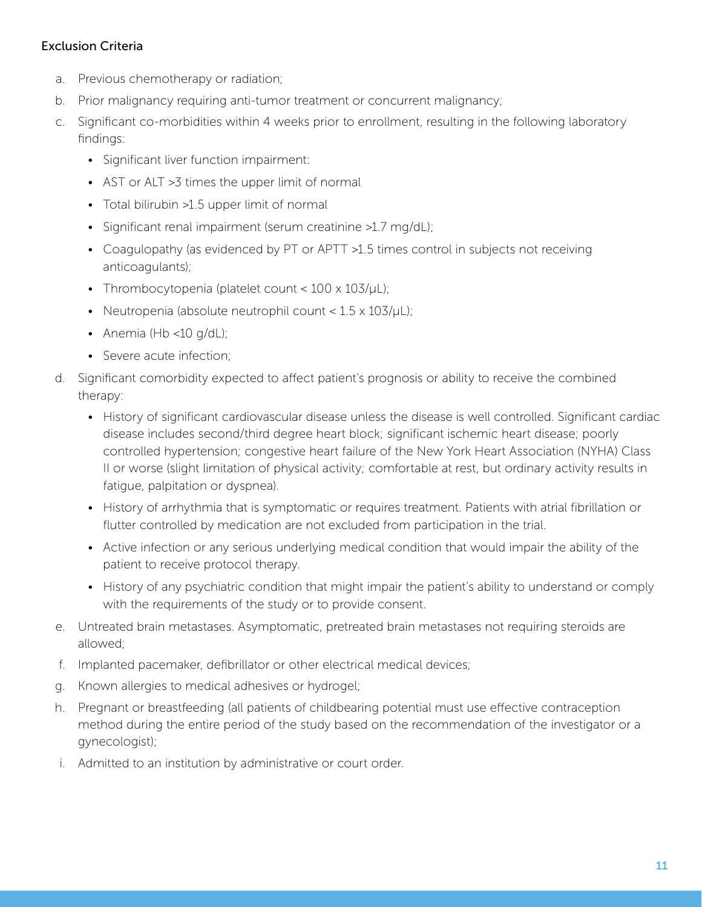### Exclusion Criteria

a. Previous chemotherapy or radiation;

b. Prior malignancy requiring anti-tumor treatment or concurrent malignancy;

c. Significant co-morbidities within 4 weeks prior to enrollment, resulting in the following laboratory findings:

   - Significant liver function impairment:
   - AST or ALT >3 times the upper limit of normal
   - Total bilirubin >1.5 upper limit of normal
   - Significant renal impairment (serum creatinine >1.7 mg/dL);
   - Coagulopathy (as evidenced by PT or APTT >1.5 times control in subjects not receiving anticoagulants);
   - Thrombocytopenia (platelet count < 100 x 103/μL);
   - Neutropenia (absolute neutrophil count < 1.5 x 103/μL);
   - Anemia (Hb <10 g/dL);
   - Severe acute infection;

d. Significant comorbidity expected to affect patient's prognosis or ability to receive the combined therapy:

   - History of significant cardiovascular disease unless the disease is well controlled. Significant cardiac disease includes second/third degree heart block; significant ischemic heart disease; poorly controlled hypertension; congestive heart failure of the New York Heart Association (NYHA) Class II or worse (slight limitation of physical activity; comfortable at rest, but ordinary activity results in fatigue, palpitation or dyspnea).
   - History of arrhythmia that is symptomatic or requires treatment. Patients with atrial fibrillation or flutter controlled by medication are not excluded from participation in the trial.
   - Active infection or any serious underlying medical condition that would impair the ability of the patient to receive protocol therapy.
   - History of any psychiatric condition that might impair the patient's ability to understand or comply with the requirements of the study or to provide consent.

e. Untreated brain metastases. Asymptomatic, pretreated brain metastases not requiring steroids are allowed;

f. Implanted pacemaker, defibrillator or other electrical medical devices;

g. Known allergies to medical adhesives or hydrogel;

h. Pregnant or breastfeeding (all patients of childbearing potential must use effective contraception method during the entire period of the study based on the recommendation of the investigator or a gynecologist);

i. Admitted to an institution by administrative or court order.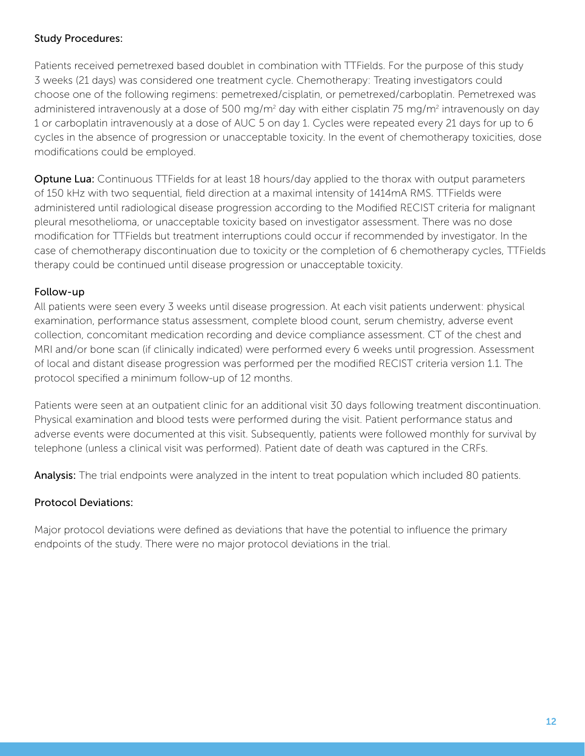### Study Procedures:

Patients received pemetrexed based doublet in combination with TTFields. For the purpose of this study 3 weeks (21 days) was considered one treatment cycle. Chemotherapy: Treating investigators could choose one of the following regimens: pemetrexed/cisplatin, or pemetrexed/carboplatin. Pemetrexed was administered intravenously at a dose of 500 mg/m$^2$ day with either cisplatin 75 mg/m$^2$ intravenously on day 1 or carboplatin intravenously at a dose of AUC 5 on day 1. Cycles were repeated every 21 days for up to 6 cycles in the absence of progression or unacceptable toxicity. In the event of chemotherapy toxicities, dose modifications could be employed.

**Optune Lua:** Continuous TTFields for at least 18 hours/day applied to the thorax with output parameters of 150 kHz with two sequential, field direction at a maximal intensity of 1414mA RMS. TTFields were administered until radiological disease progression according to the Modified RECIST criteria for malignant pleural mesothelioma, or unacceptable toxicity based on investigator assessment. There was no dose modification for TTFields but treatment interruptions could occur if recommended by investigator. In the case of chemotherapy discontinuation due to toxicity or the completion of 6 chemotherapy cycles, TTFields therapy could be continued until disease progression or unacceptable toxicity.

### Follow-up

All patients were seen every 3 weeks until disease progression. At each visit patients underwent: physical examination, performance status assessment, complete blood count, serum chemistry, adverse event collection, concomitant medication recording and device compliance assessment. CT of the chest and MRI and/or bone scan (if clinically indicated) were performed every 6 weeks until progression. Assessment of local and distant disease progression was performed per the modified RECIST criteria version 1.1. The protocol specified a minimum follow-up of 12 months.

Patients were seen at an outpatient clinic for an additional visit 30 days following treatment discontinuation. Physical examination and blood tests were performed during the visit. Patient performance status and adverse events were documented at this visit. Subsequently, patients were followed monthly for survival by telephone (unless a clinical visit was performed). Patient date of death was captured in the CRFs.

**Analysis:** The trial endpoints were analyzed in the intent to treat population which included 80 patients.

### Protocol Deviations:

Major protocol deviations were defined as deviations that have the potential to influence the primary endpoints of the study. There were no major protocol deviations in the trial.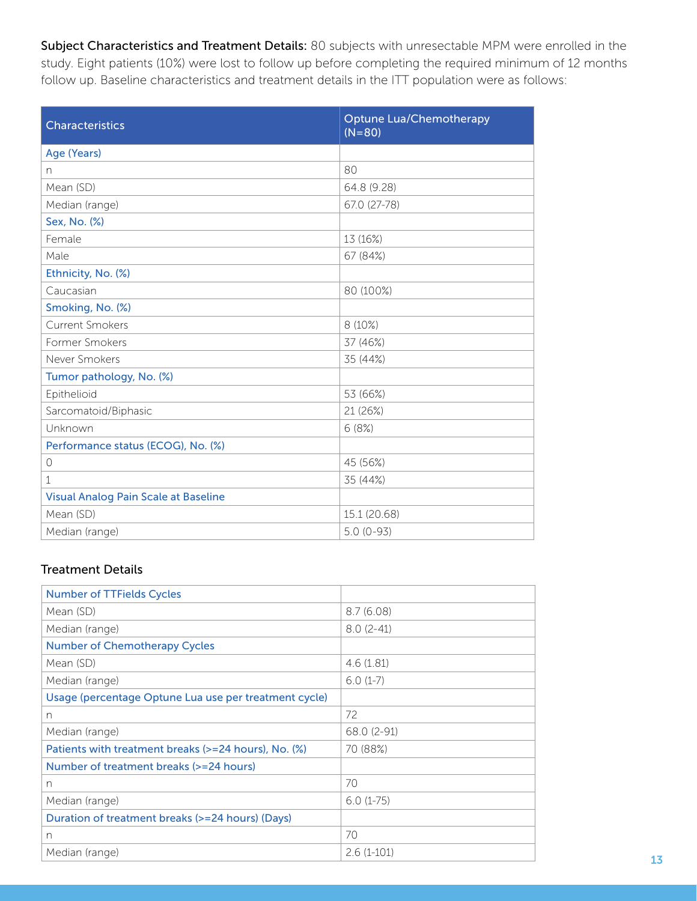**Subject Characteristics and Treatment Details:** 80 subjects with unresectable MPM were enrolled in the study. Eight patients (10%) were lost to follow up before completing the required minimum of 12 months follow up. Baseline characteristics and treatment details in the ITT population were as follows:

| Characteristics | Optune Lua/Chemotherapy (N=80) |
|---|---|
| Age (Years) | |
| n | 80 |
| Mean (SD) | 64.8 (9.28) |
| Median (range) | 67.0 (27-78) |
| Sex, No. (%) | |
| Female | 13 (16%) |
| Male | 67 (84%) |
| Ethnicity, No. (%) | |
| Caucasian | 80 (100%) |
| Smoking, No. (%) | |
| Current Smokers | 8 (10%) |
| Former Smokers | 37 (46%) |
| Never Smokers | 35 (44%) |
| Tumor pathology, No. (%) | |
| Epithelioid | 53 (66%) |
| Sarcomatoid/Biphasic | 21 (26%) |
| Unknown | 6 (8%) |
| Performance status (ECOG), No. (%) | |
| 0 | 45 (56%) |
| 1 | 35 (44%) |
| Visual Analog Pain Scale at Baseline | |
| Mean (SD) | 15.1 (20.68) |
| Median (range) | 5.0 (0-93) |

### Treatment Details

| | |
|---|---|
| Number of TTFields Cycles | |
| Mean (SD) | 8.7 (6.08) |
| Median (range) | 8.0 (2-41) |
| Number of Chemotherapy Cycles | |
| Mean (SD) | 4.6 (1.81) |
| Median (range) | 6.0 (1-7) |
| Usage (percentage Optune Lua use per treatment cycle) | |
| n | 72 |
| Median (range) | 68.0 (2-91) |
| Patients with treatment breaks (>=24 hours), No. (%) | 70 (88%) |
| Number of treatment breaks (>=24 hours) | |
| n | 70 |
| Median (range) | 6.0 (1-75) |
| Duration of treatment breaks (>=24 hours) (Days) | |
| n | 70 |
| Median (range) | 2.6 (1-101) |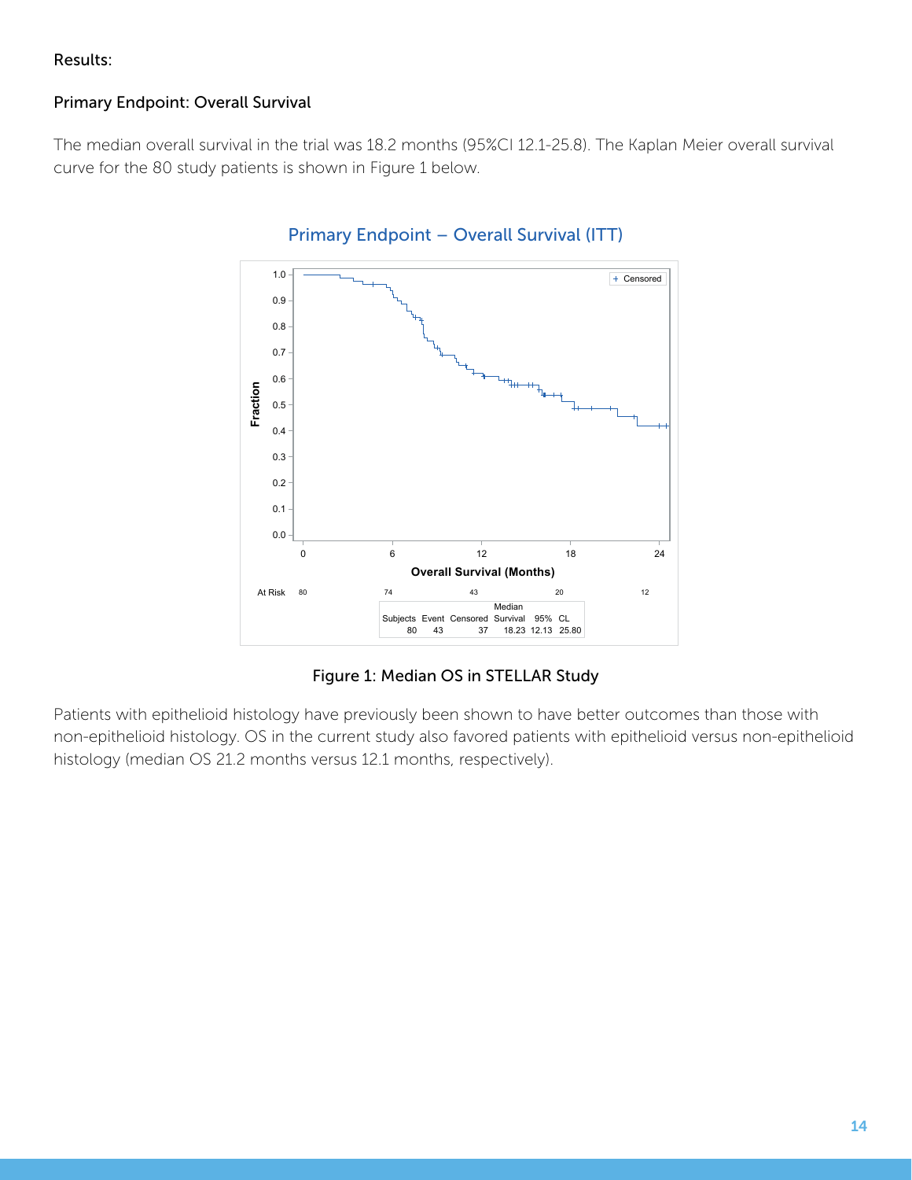Results:

## Primary Endpoint: Overall Survival

The median overall survival in the trial was 18.2 months (95%CI 12.1-25.8). The Kaplan Meier overall survival curve for the 80 study patients is shown in Figure 1 below.

Figure 1: Median OS in STELLAR Study

Patients with epithelioid histology have previously been shown to have better outcomes than those with non-epithelioid histology. OS in the current study also favored patients with epithelioid versus non-epithelioid histology (median OS 21.2 months versus 12.1 months, respectively).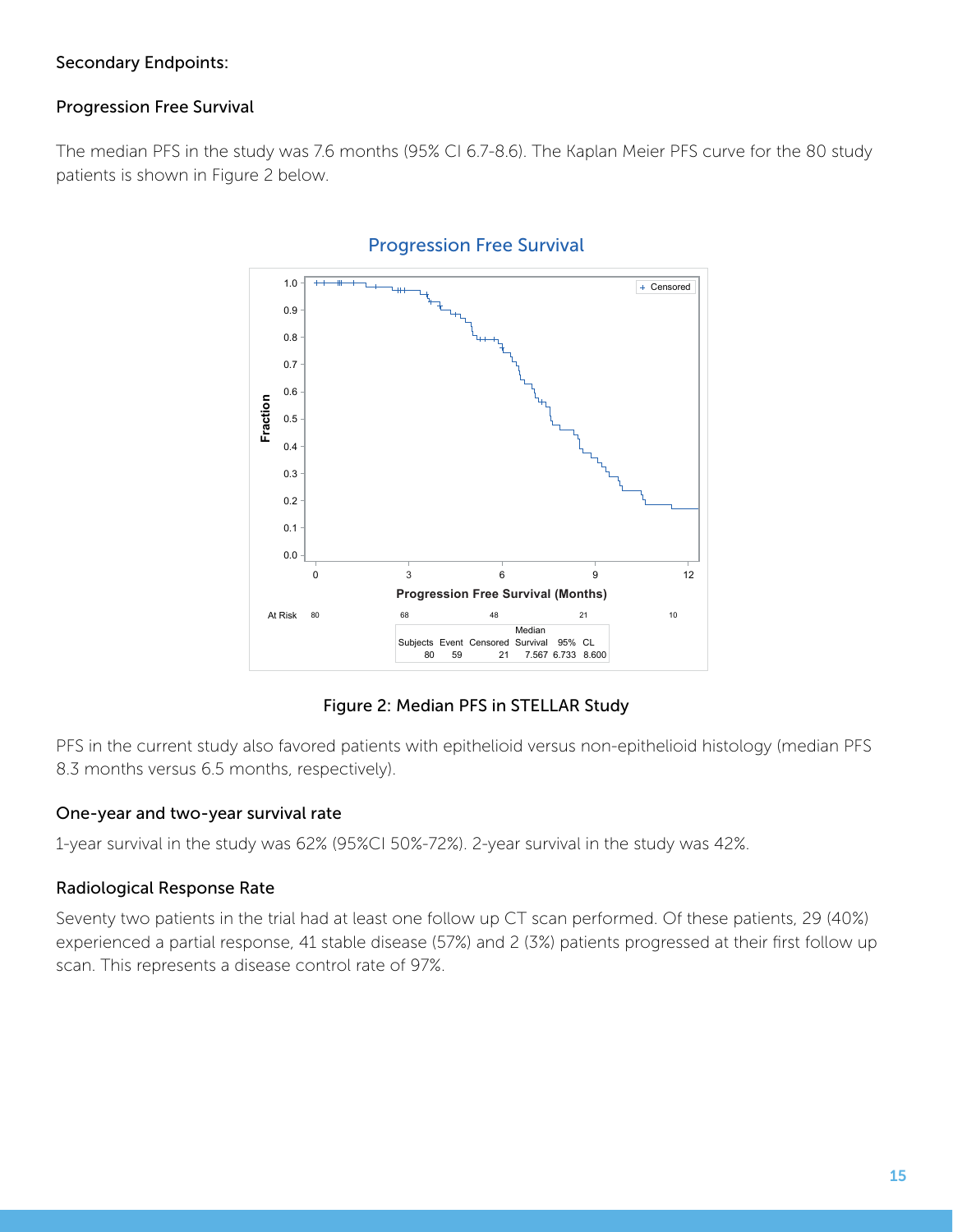Secondary Endpoints:

### Progression Free Survival

The median PFS in the study was 7.6 months (95% CI 6.7-8.6). The Kaplan Meier PFS curve for the 80 study patients is shown in Figure 2 below.

Progression Free Survival

| At Risk | 0 | 3 | 6 | 9 | 12 |
|---|---|---|---|---|---|
| | 80 | 68 | 48 | 21 | 10 |

| Subjects | Event | Censored | Median Survival | 95% CL | |
|---|---|---|---|---|---|
| 80 | 59 | 21 | 7.567 | 6.733 | 8.600 |

Figure 2: Median PFS in STELLAR Study

PFS in the current study also favored patients with epithelioid versus non-epithelioid histology (median PFS 8.3 months versus 6.5 months, respectively).

### One-year and two-year survival rate

1-year survival in the study was 62% (95%CI 50%-72%). 2-year survival in the study was 42%.

### Radiological Response Rate

Seventy two patients in the trial had at least one follow up CT scan performed. Of these patients, 29 (40%) experienced a partial response, 41 stable disease (57%) and 2 (3%) patients progressed at their first follow up scan. This represents a disease control rate of 97%.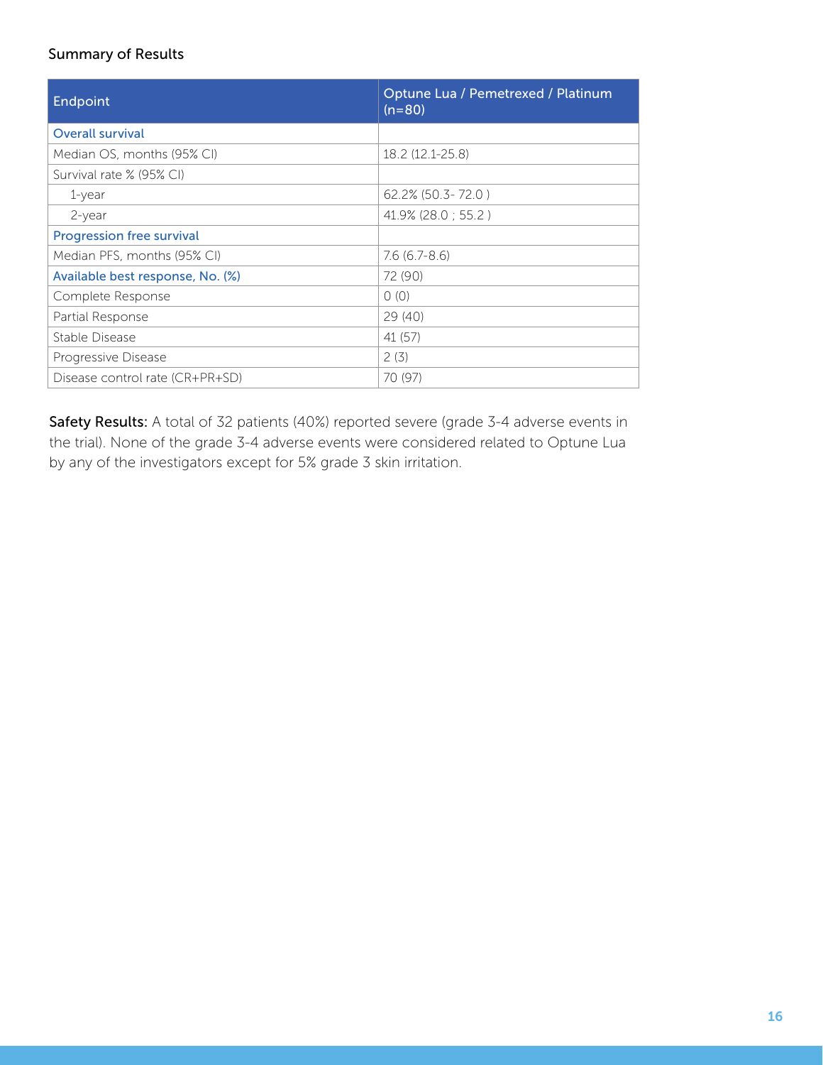Summary of Results

| Endpoint | Optune Lua / Pemetrexed / Platinum (n=80) |
|---|---|
| Overall survival | |
| Median OS, months (95% CI) | 18.2 (12.1-25.8) |
| Survival rate % (95% CI) | |
| 1-year | 62.2% (50.3- 72.0 ) |
| 2-year | 41.9% (28.0 ; 55.2 ) |
| Progression free survival | |
| Median PFS, months (95% CI) | 7.6 (6.7-8.6) |
| Available best response, No. (%) | 72 (90) |
| Complete Response | 0 (0) |
| Partial Response | 29 (40) |
| Stable Disease | 41 (57) |
| Progressive Disease | 2 (3) |
| Disease control rate (CR+PR+SD) | 70 (97) |

**Safety Results:** A total of 32 patients (40%) reported severe (grade 3-4 adverse events in the trial). None of the grade 3-4 adverse events were considered related to Optune Lua by any of the investigators except for 5% grade 3 skin irritation.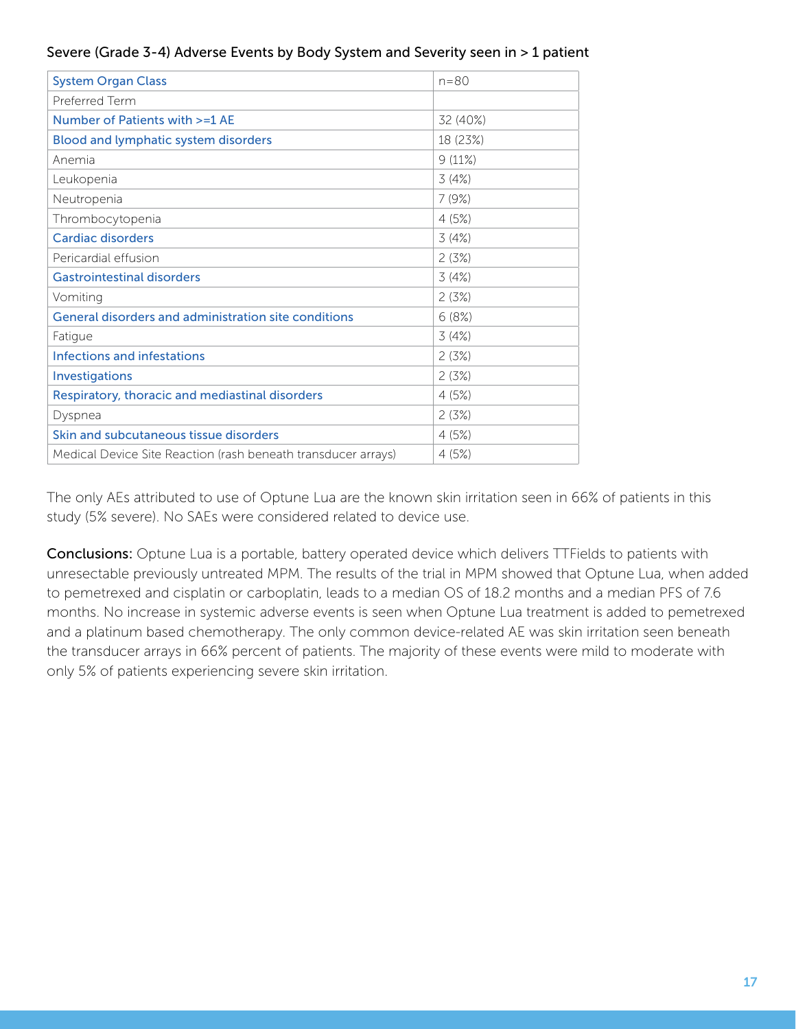Severe (Grade 3-4) Adverse Events by Body System and Severity seen in > 1 patient

| System Organ Class | n=80 |
|---|---|
| Preferred Term | |
| Number of Patients with >=1 AE | 32 (40%) |
| Blood and lymphatic system disorders | 18 (23%) |
| Anemia | 9 (11%) |
| Leukopenia | 3 (4%) |
| Neutropenia | 7 (9%) |
| Thrombocytopenia | 4 (5%) |
| Cardiac disorders | 3 (4%) |
| Pericardial effusion | 2 (3%) |
| Gastrointestinal disorders | 3 (4%) |
| Vomiting | 2 (3%) |
| General disorders and administration site conditions | 6 (8%) |
| Fatigue | 3 (4%) |
| Infections and infestations | 2 (3%) |
| Investigations | 2 (3%) |
| Respiratory, thoracic and mediastinal disorders | 4 (5%) |
| Dyspnea | 2 (3%) |
| Skin and subcutaneous tissue disorders | 4 (5%) |
| Medical Device Site Reaction (rash beneath transducer arrays) | 4 (5%) |

The only AEs attributed to use of Optune Lua are the known skin irritation seen in 66% of patients in this study (5% severe). No SAEs were considered related to device use.

**Conclusions:** Optune Lua is a portable, battery operated device which delivers TTFields to patients with unresectable previously untreated MPM. The results of the trial in MPM showed that Optune Lua, when added to pemetrexed and cisplatin or carboplatin, leads to a median OS of 18.2 months and a median PFS of 7.6 months. No increase in systemic adverse events is seen when Optune Lua treatment is added to pemetrexed and a platinum based chemotherapy. The only common device-related AE was skin irritation seen beneath the transducer arrays in 66% percent of patients. The majority of these events were mild to moderate with only 5% of patients experiencing severe skin irritation.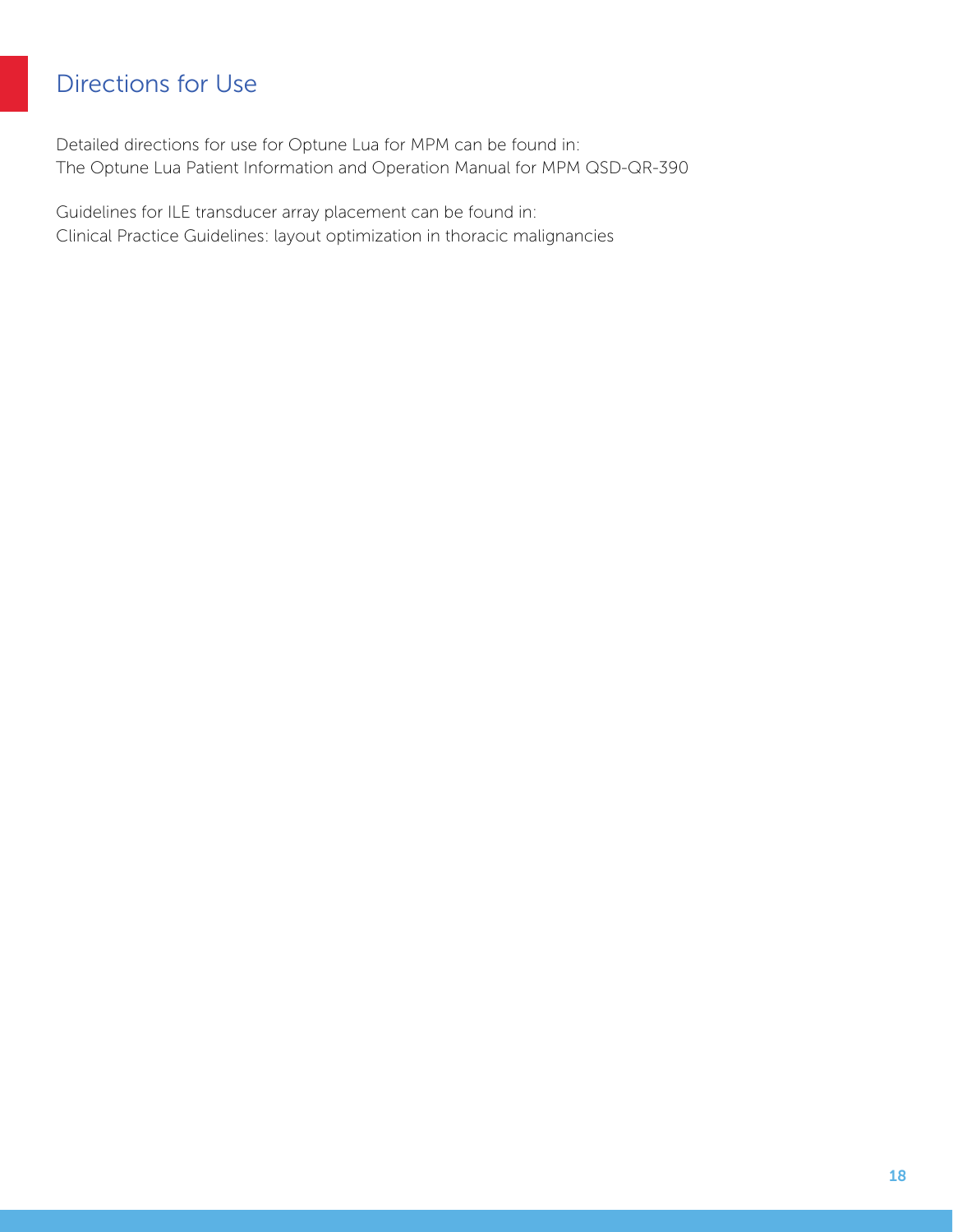# Directions for Use

Detailed directions for use for Optune Lua for MPM can be found in:
The Optune Lua Patient Information and Operation Manual for MPM QSD-QR-390

Guidelines for ILE transducer array placement can be found in:
Clinical Practice Guidelines: layout optimization in thoracic malignancies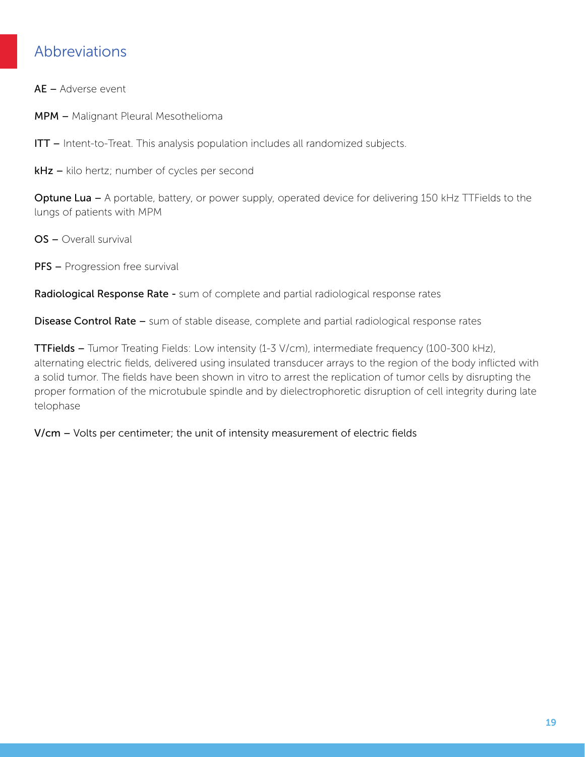## Abbreviations

**AE** – Adverse event

**MPM** – Malignant Pleural Mesothelioma

**ITT** – Intent-to-Treat. This analysis population includes all randomized subjects.

**kHz** – kilo hertz; number of cycles per second

**Optune Lua** – A portable, battery, or power supply, operated device for delivering 150 kHz TTFields to the lungs of patients with MPM

**OS** – Overall survival

**PFS** – Progression free survival

**Radiological Response Rate** - sum of complete and partial radiological response rates

**Disease Control Rate** – sum of stable disease, complete and partial radiological response rates

**TTFields** – Tumor Treating Fields: Low intensity (1-3 V/cm), intermediate frequency (100-300 kHz), alternating electric fields, delivered using insulated transducer arrays to the region of the body inflicted with a solid tumor. The fields have been shown in vitro to arrest the replication of tumor cells by disrupting the proper formation of the microtubule spindle and by dielectrophoretic disruption of cell integrity during late telophase

**V/cm** – Volts per centimeter; the unit of intensity measurement of electric fields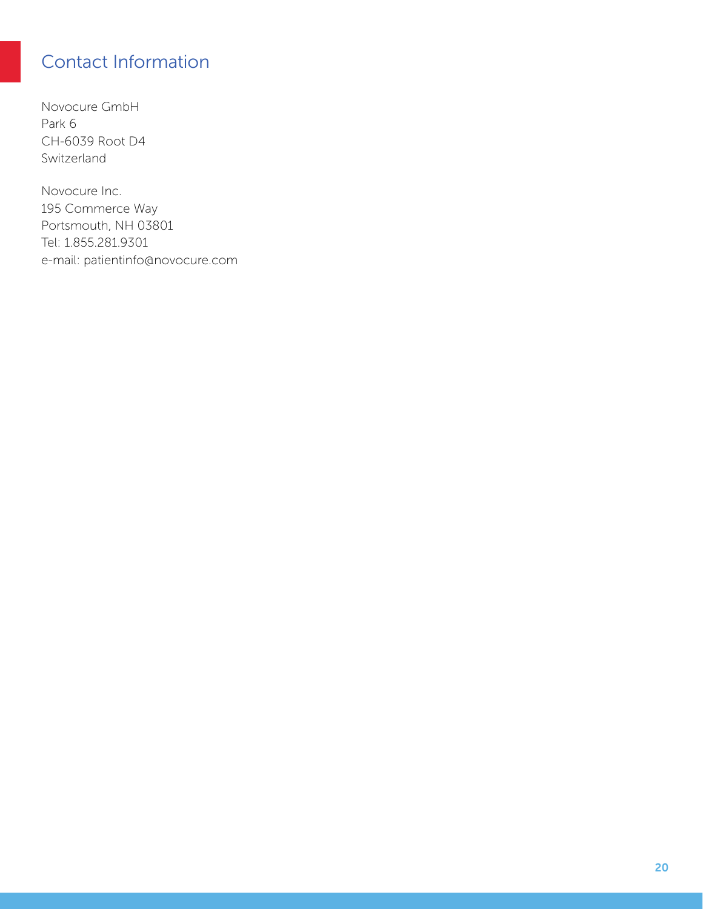## Contact Information

Novocure GmbH
Park 6
CH-6039 Root D4
Switzerland

Novocure Inc.
195 Commerce Way
Portsmouth, NH 03801
Tel: 1.855.281.9301
e-mail: patientinfo@novocure.com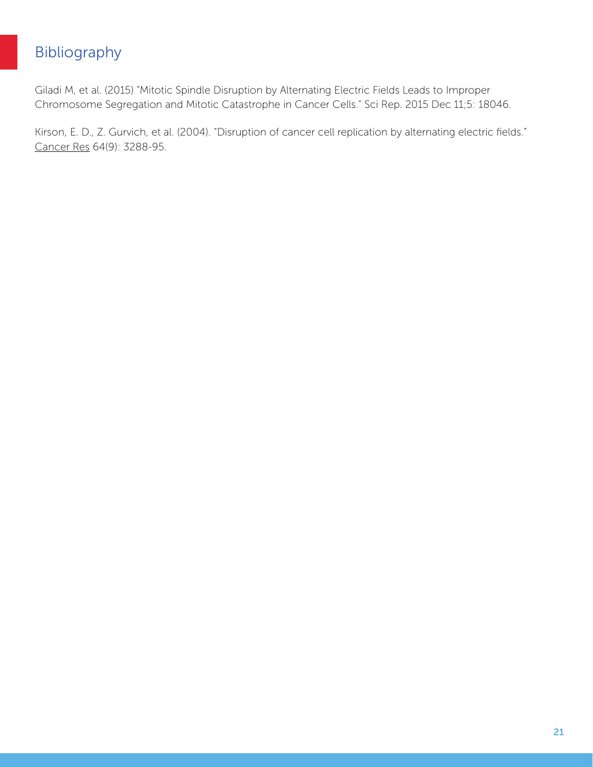# Bibliography

Giladi M, et al. (2015) "Mitotic Spindle Disruption by Alternating Electric Fields Leads to Improper Chromosome Segregation and Mitotic Catastrophe in Cancer Cells." Sci Rep. 2015 Dec 11;5: 18046.

Kirson, E. D., Z. Gurvich, et al. (2004). "Disruption of cancer cell replication by alternating electric fields." Cancer Res 64(9): 3288-95.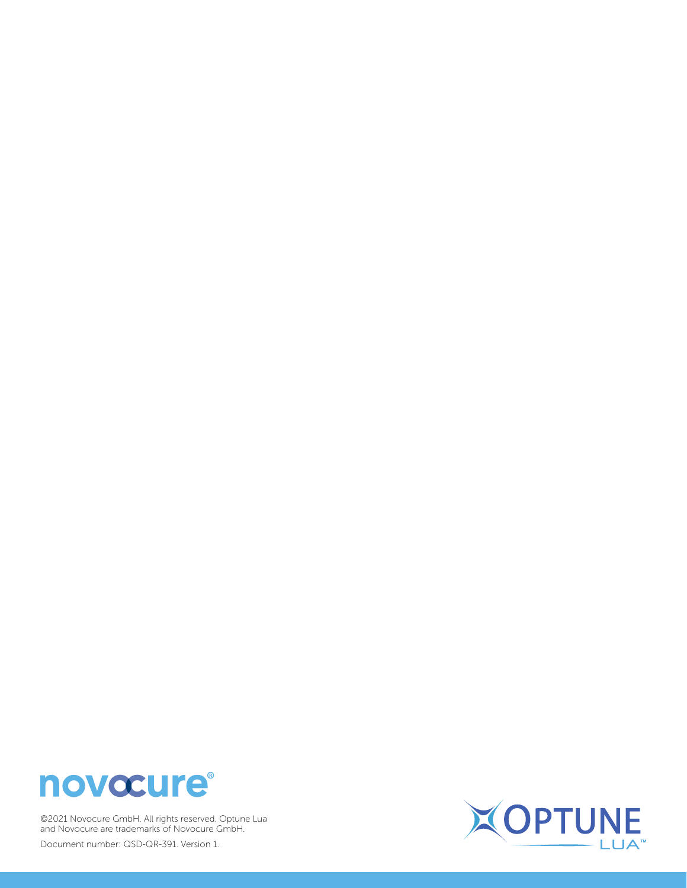novocure®

©2021 Novocure GmbH. All rights reserved. Optune Lua and Novocure are trademarks of Novocure GmbH.

Document number: QSD-QR-391. Version 1.

OPTUNE LUA™